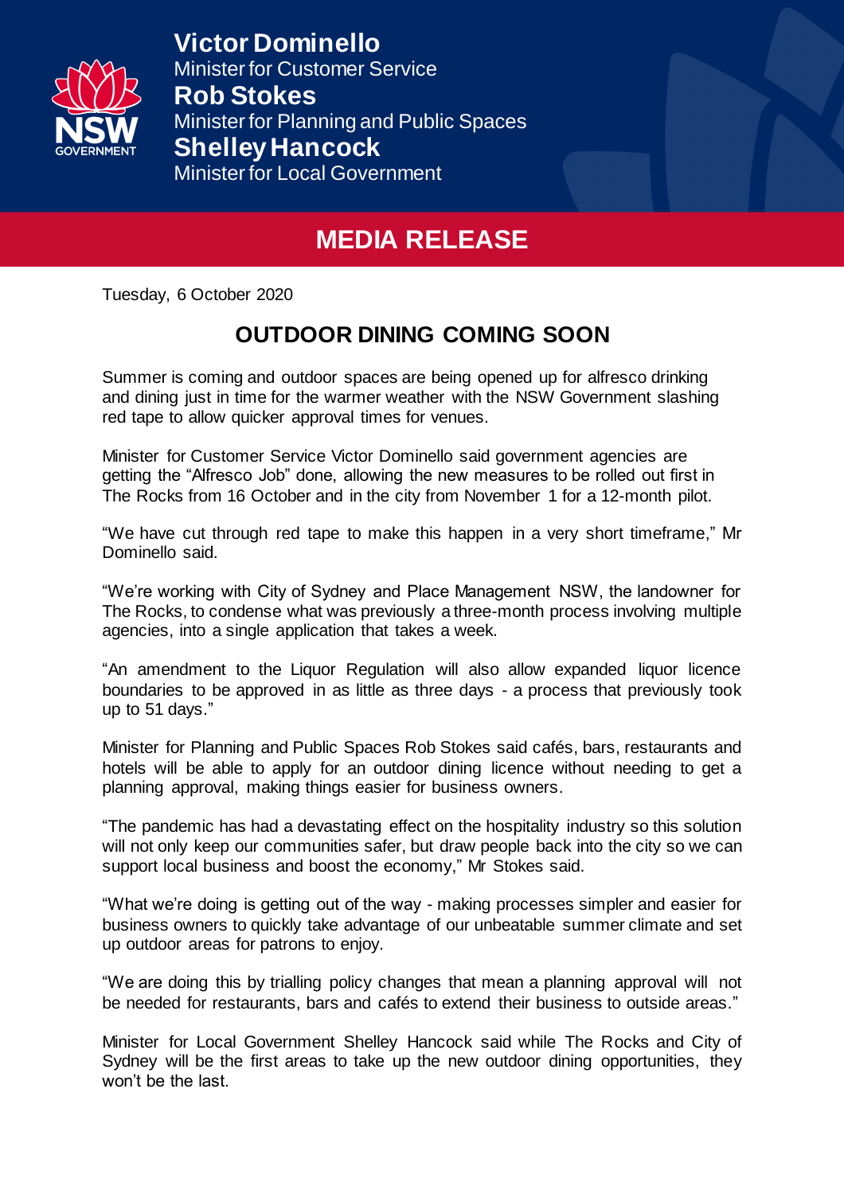**Victor Dominello**
Minister for Customer Service
**Rob Stokes**
Minister for Planning and Public Spaces
**Shelley Hancock**
Minister for Local Government

# MEDIA RELEASE

Tuesday, 6 October 2020

## OUTDOOR DINING COMING SOON

Summer is coming and outdoor spaces are being opened up for alfresco drinking and dining just in time for the warmer weather with the NSW Government slashing red tape to allow quicker approval times for venues.

Minister for Customer Service Victor Dominello said government agencies are getting the "Alfresco Job" done, allowing the new measures to be rolled out first in The Rocks from 16 October and in the city from November 1 for a 12-month pilot.

"We have cut through red tape to make this happen in a very short timeframe," Mr Dominello said.

"We're working with City of Sydney and Place Management NSW, the landowner for The Rocks, to condense what was previously a three-month process involving multiple agencies, into a single application that takes a week.

"An amendment to the Liquor Regulation will also allow expanded liquor licence boundaries to be approved in as little as three days - a process that previously took up to 51 days."

Minister for Planning and Public Spaces Rob Stokes said cafés, bars, restaurants and hotels will be able to apply for an outdoor dining licence without needing to get a planning approval, making things easier for business owners.

"The pandemic has had a devastating effect on the hospitality industry so this solution will not only keep our communities safer, but draw people back into the city so we can support local business and boost the economy," Mr Stokes said.

"What we're doing is getting out of the way - making processes simpler and easier for business owners to quickly take advantage of our unbeatable summer climate and set up outdoor areas for patrons to enjoy.

"We are doing this by trialling policy changes that mean a planning approval will not be needed for restaurants, bars and cafés to extend their business to outside areas."

Minister for Local Government Shelley Hancock said while The Rocks and City of Sydney will be the first areas to take up the new outdoor dining opportunities, they won't be the last.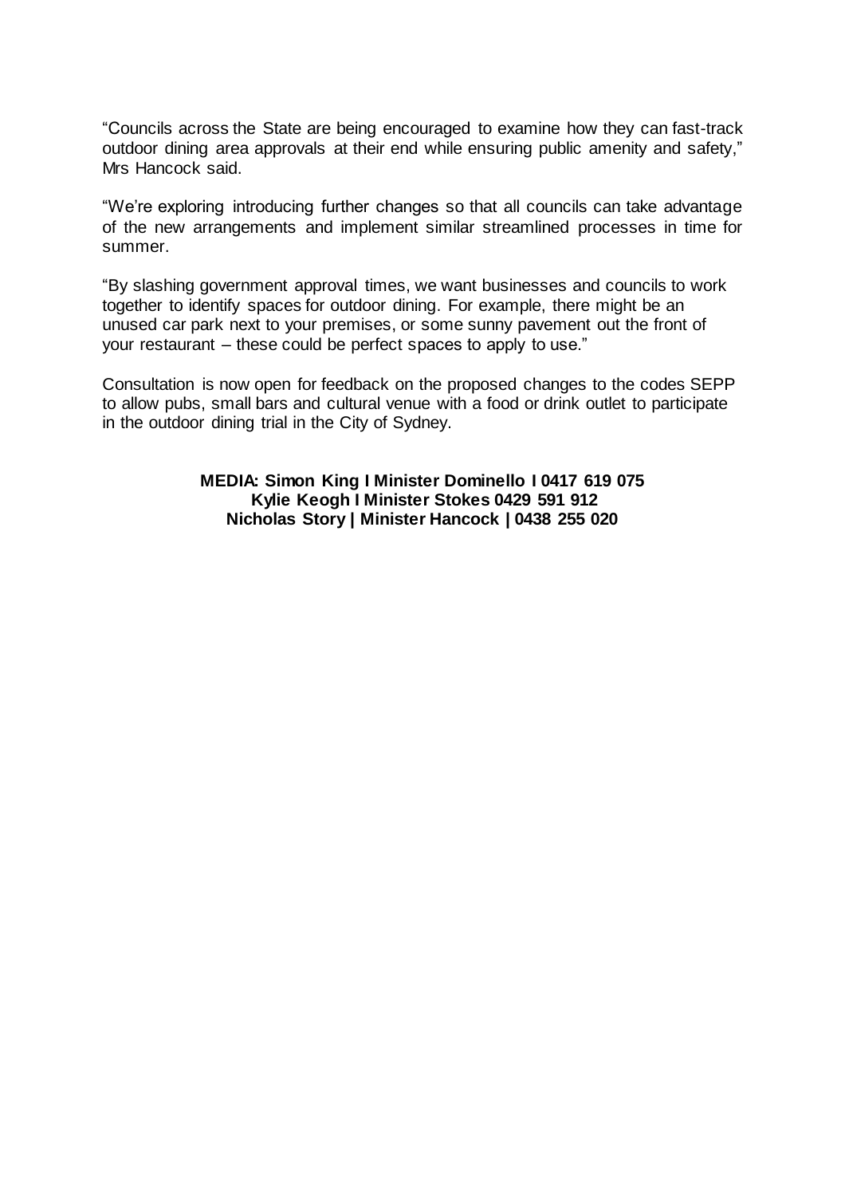"Councils across the State are being encouraged to examine how they can fast-track outdoor dining area approvals at their end while ensuring public amenity and safety," Mrs Hancock said.

"We're exploring introducing further changes so that all councils can take advantage of the new arrangements and implement similar streamlined processes in time for summer.

"By slashing government approval times, we want businesses and councils to work together to identify spaces for outdoor dining. For example, there might be an unused car park next to your premises, or some sunny pavement out the front of your restaurant – these could be perfect spaces to apply to use."

Consultation is now open for feedback on the proposed changes to the codes SEPP to allow pubs, small bars and cultural venue with a food or drink outlet to participate in the outdoor dining trial in the City of Sydney.

**MEDIA: Simon King I Minister Dominello I 0417 619 075**
**Kylie Keogh I Minister Stokes 0429 591 912**
**Nicholas Story | Minister Hancock | 0438 255 020**